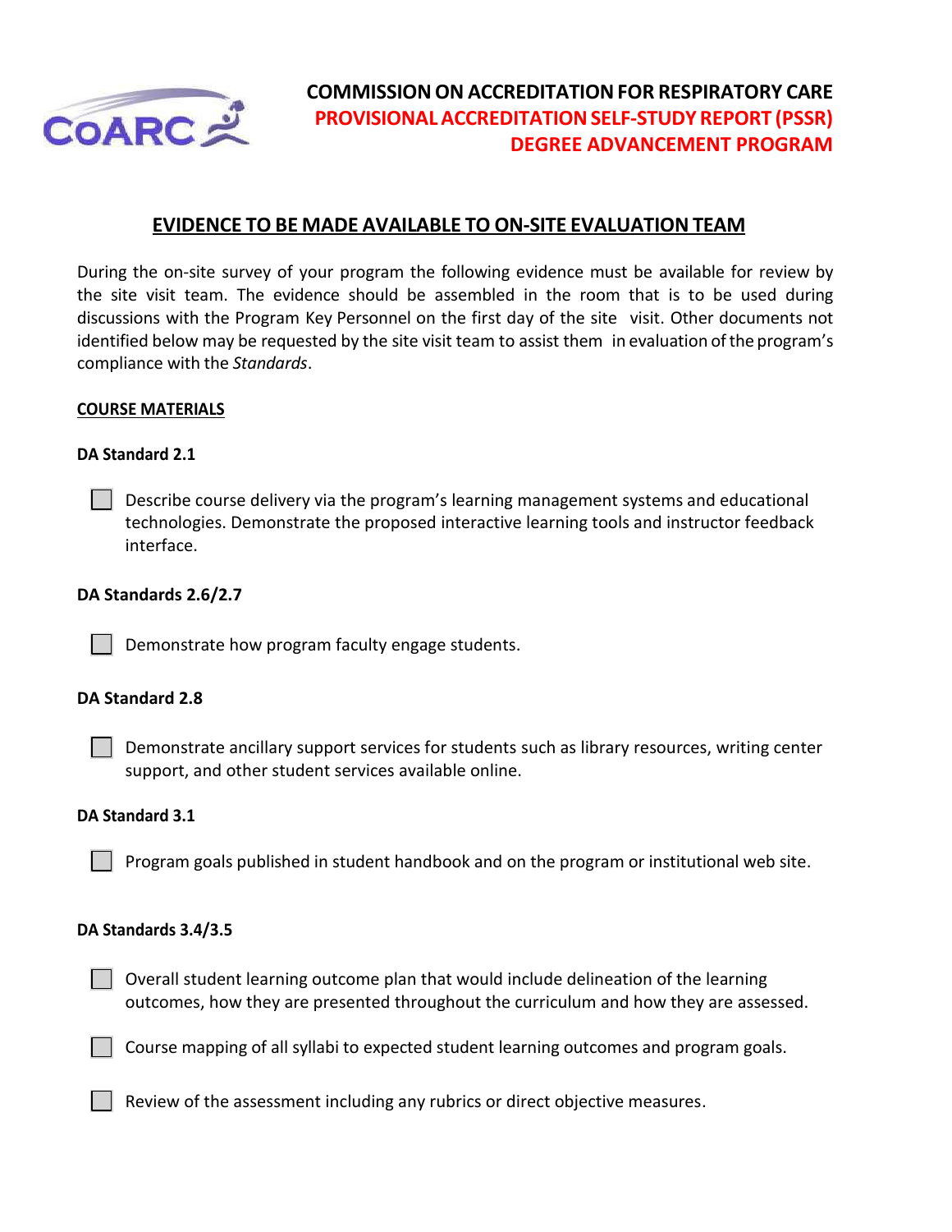# COMMISSION ON ACCREDITATION FOR RESPIRATORY CARE

## PROVISIONAL ACCREDITATION SELF-STUDY REPORT (PSSR)

## DEGREE ADVANCEMENT PROGRAM

## EVIDENCE TO BE MADE AVAILABLE TO ON-SITE EVALUATION TEAM

During the on-site survey of your program the following evidence must be available for review by the site visit team. The evidence should be assembled in the room that is to be used during discussions with the Program Key Personnel on the first day of the site visit. Other documents not identified below may be requested by the site visit team to assist them in evaluation of the program's compliance with the *Standards*.

### COURSE MATERIALS

**DA Standard 2.1**

- [ ] Describe course delivery via the program's learning management systems and educational technologies. Demonstrate the proposed interactive learning tools and instructor feedback interface.

**DA Standards 2.6/2.7**

- [ ] Demonstrate how program faculty engage students.

**DA Standard 2.8**

- [ ] Demonstrate ancillary support services for students such as library resources, writing center support, and other student services available online.

**DA Standard 3.1**

- [ ] Program goals published in student handbook and on the program or institutional web site.

**DA Standards 3.4/3.5**

- [ ] Overall student learning outcome plan that would include delineation of the learning outcomes, how they are presented throughout the curriculum and how they are assessed.
- [ ] Course mapping of all syllabi to expected student learning outcomes and program goals.
- [ ] Review of the assessment including any rubrics or direct objective measures.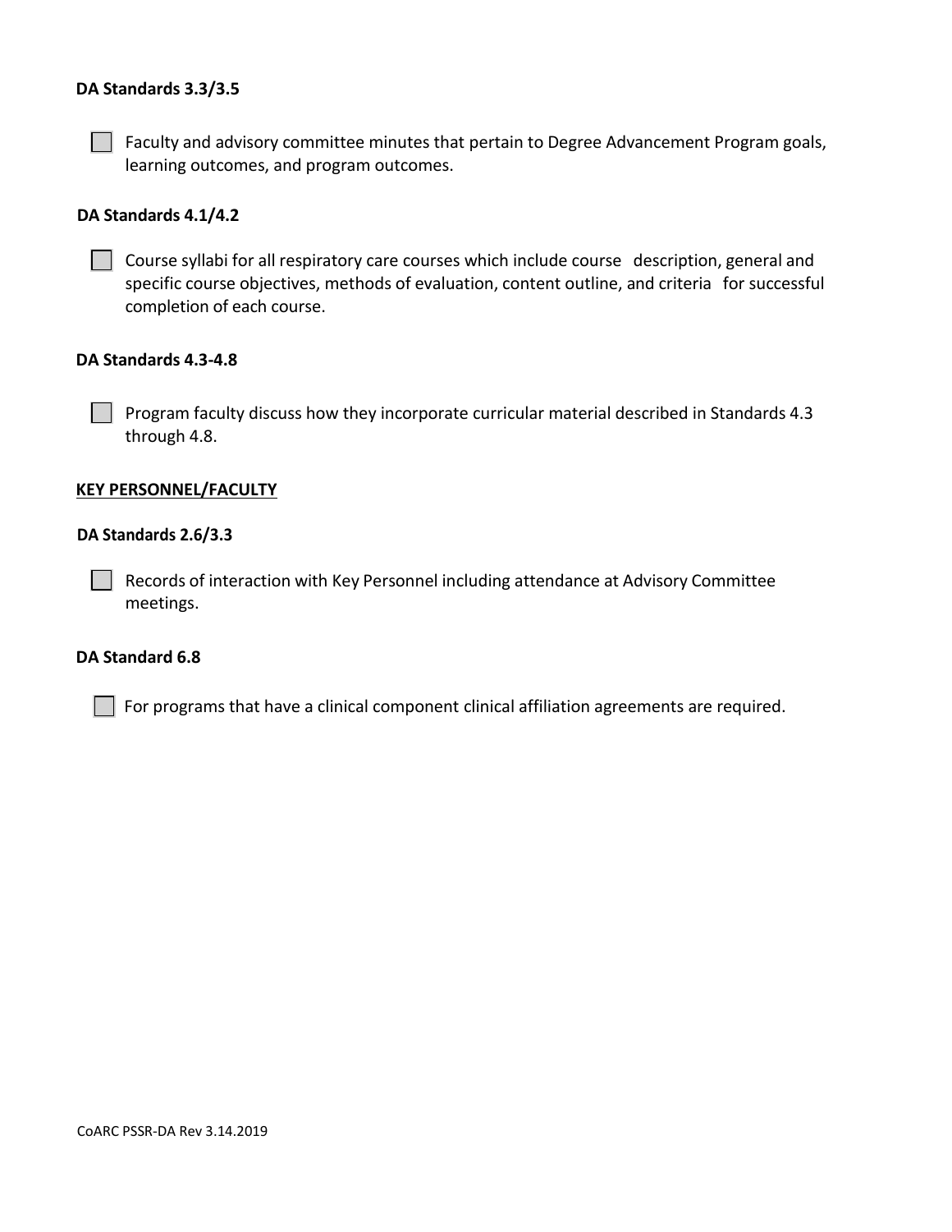**DA Standards 3.3/3.5**

- [ ] Faculty and advisory committee minutes that pertain to Degree Advancement Program goals, learning outcomes, and program outcomes.

**DA Standards 4.1/4.2**

- [ ] Course syllabi for all respiratory care courses which include course description, general and specific course objectives, methods of evaluation, content outline, and criteria for successful completion of each course.

**DA Standards 4.3-4.8**

- [ ] Program faculty discuss how they incorporate curricular material described in Standards 4.3 through 4.8.

**KEY PERSONNEL/FACULTY**

**DA Standards 2.6/3.3**

- [ ] Records of interaction with Key Personnel including attendance at Advisory Committee meetings.

**DA Standard 6.8**

- [ ] For programs that have a clinical component clinical affiliation agreements are required.